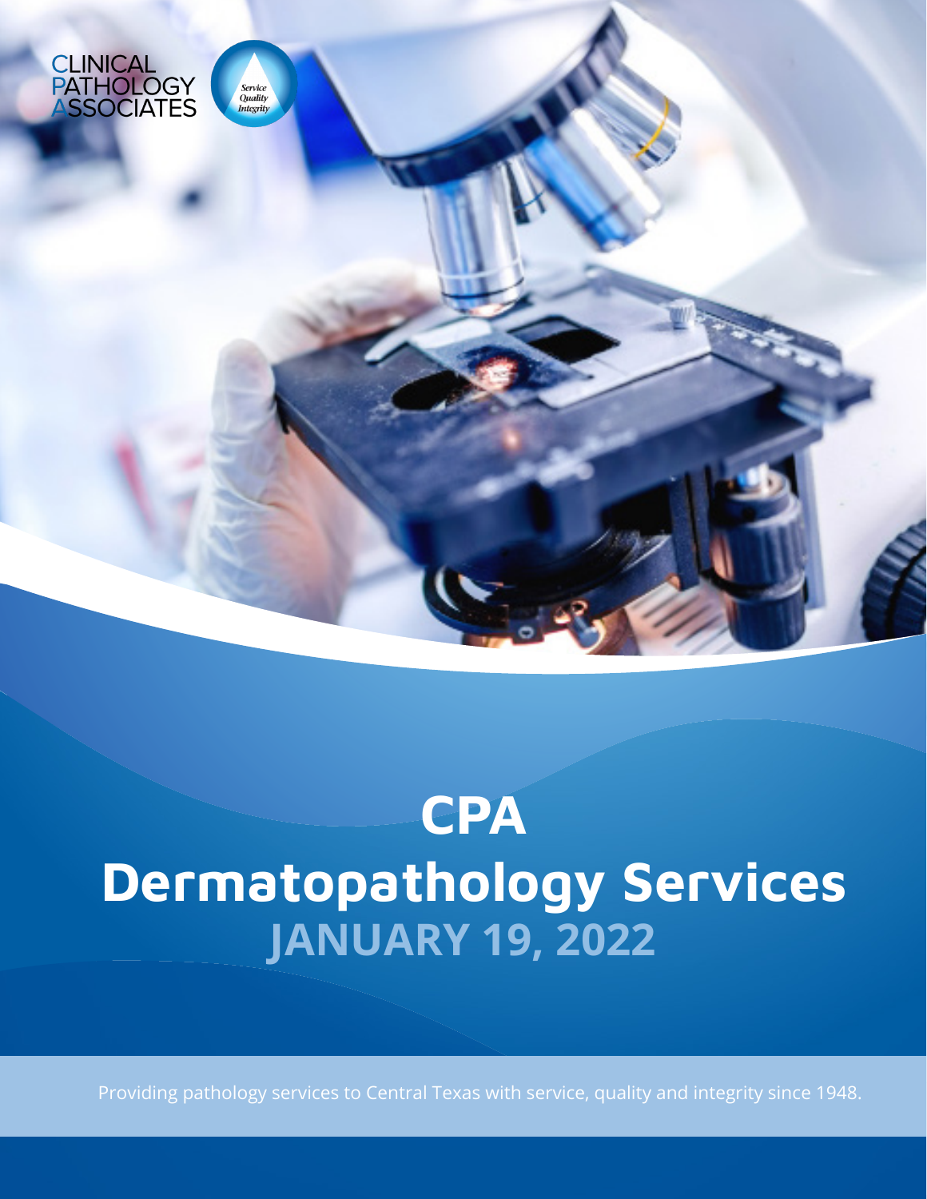CLINICAL PATHOLOGY ASSOCIATES

Service Quality Integrity

# CPA Dermatopathology Services

## JANUARY 19, 2022

Providing pathology services to Central Texas with service, quality and integrity since 1948.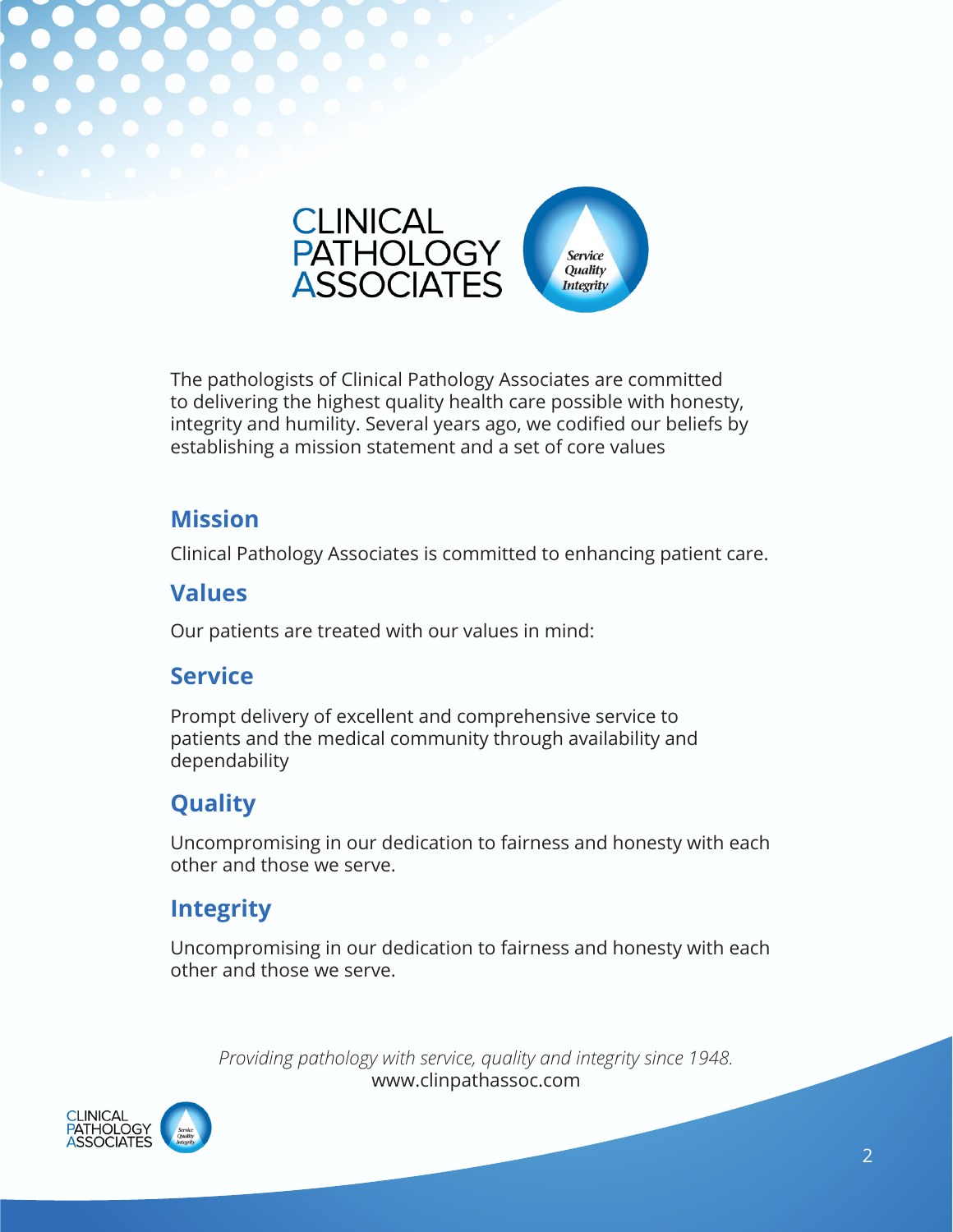CLINICAL PATHOLOGY ASSOCIATES

The pathologists of Clinical Pathology Associates are committed to delivering the highest quality health care possible with honesty, integrity and humility. Several years ago, we codified our beliefs by establishing a mission statement and a set of core values

## Mission

Clinical Pathology Associates is committed to enhancing patient care.

## Values

Our patients are treated with our values in mind:

## Service

Prompt delivery of excellent and comprehensive service to patients and the medical community through availability and dependability

## Quality

Uncompromising in our dedication to fairness and honesty with each other and those we serve.

## Integrity

Uncompromising in our dedication to fairness and honesty with each other and those we serve.

*Providing pathology with service, quality and integrity since 1948.*
www.clinpathassoc.com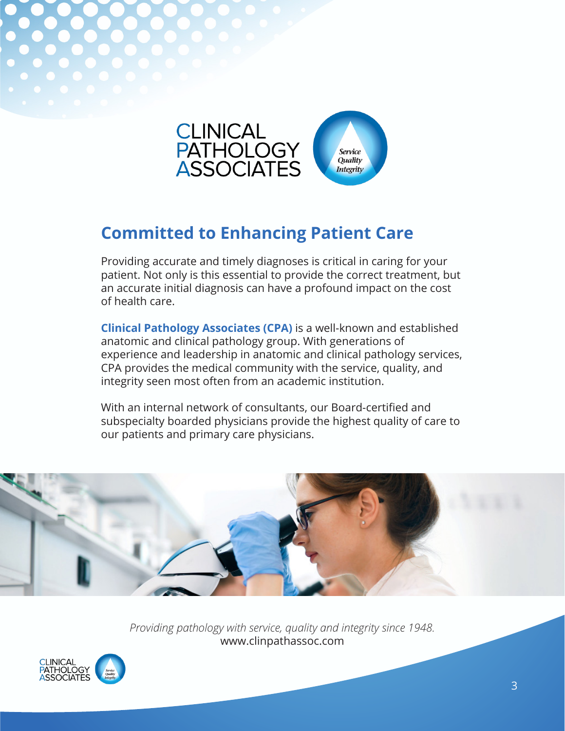# Committed to Enhancing Patient Care

Providing accurate and timely diagnoses is critical in caring for your patient. Not only is this essential to provide the correct treatment, but an accurate initial diagnosis can have a profound impact on the cost of health care.

**Clinical Pathology Associates (CPA)** is a well-known and established anatomic and clinical pathology group. With generations of experience and leadership in anatomic and clinical pathology services, CPA provides the medical community with the service, quality, and integrity seen most often from an academic institution.

With an internal network of consultants, our Board-certified and subspecialty boarded physicians provide the highest quality of care to our patients and primary care physicians.

*Providing pathology with service, quality and integrity since 1948.*
www.clinpathassoc.com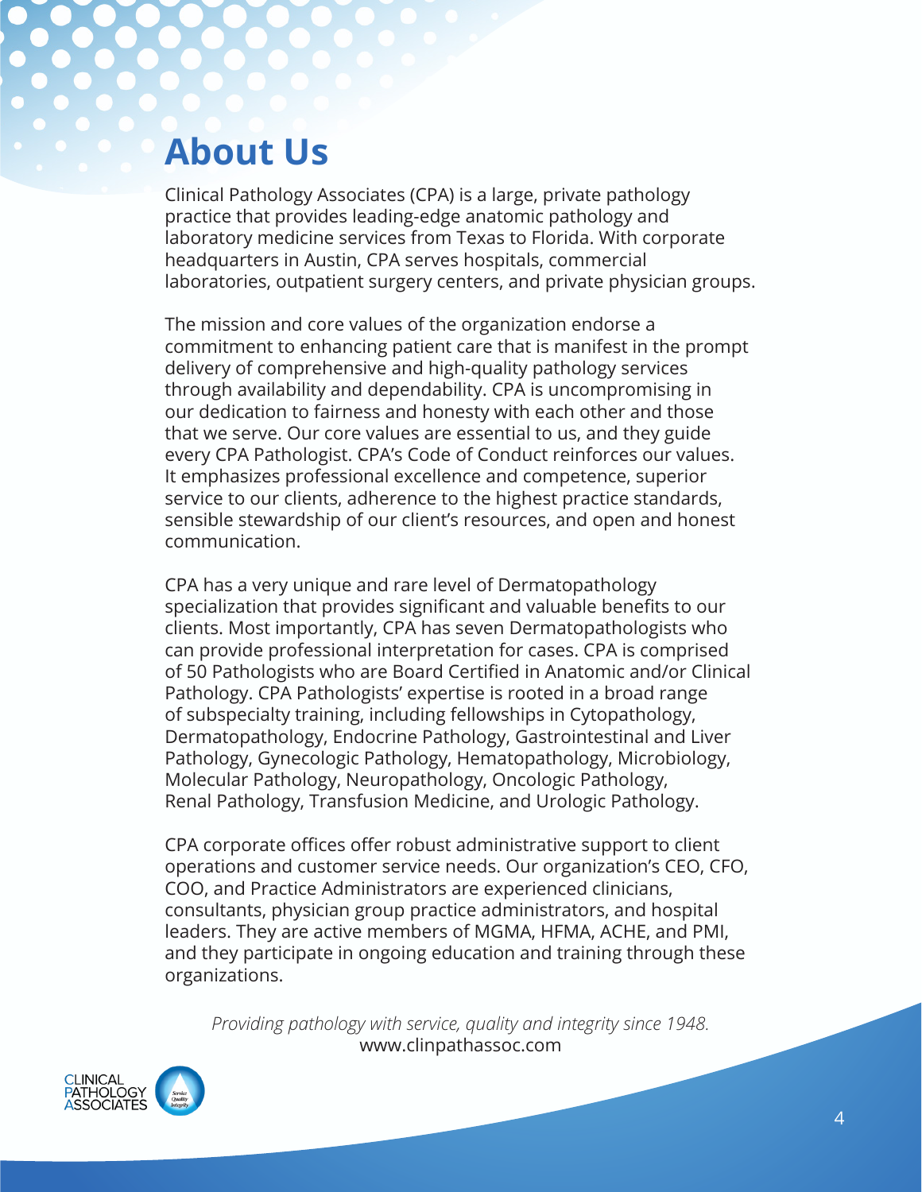# About Us

Clinical Pathology Associates (CPA) is a large, private pathology practice that provides leading-edge anatomic pathology and laboratory medicine services from Texas to Florida. With corporate headquarters in Austin, CPA serves hospitals, commercial laboratories, outpatient surgery centers, and private physician groups.

The mission and core values of the organization endorse a commitment to enhancing patient care that is manifest in the prompt delivery of comprehensive and high-quality pathology services through availability and dependability. CPA is uncompromising in our dedication to fairness and honesty with each other and those that we serve. Our core values are essential to us, and they guide every CPA Pathologist. CPA's Code of Conduct reinforces our values. It emphasizes professional excellence and competence, superior service to our clients, adherence to the highest practice standards, sensible stewardship of our client's resources, and open and honest communication.

CPA has a very unique and rare level of Dermatopathology specialization that provides significant and valuable benefits to our clients. Most importantly, CPA has seven Dermatopathologists who can provide professional interpretation for cases. CPA is comprised of 50 Pathologists who are Board Certified in Anatomic and/or Clinical Pathology. CPA Pathologists' expertise is rooted in a broad range of subspecialty training, including fellowships in Cytopathology, Dermatopathology, Endocrine Pathology, Gastrointestinal and Liver Pathology, Gynecologic Pathology, Hematopathology, Microbiology, Molecular Pathology, Neuropathology, Oncologic Pathology, Renal Pathology, Transfusion Medicine, and Urologic Pathology.

CPA corporate offices offer robust administrative support to client operations and customer service needs. Our organization's CEO, CFO, COO, and Practice Administrators are experienced clinicians, consultants, physician group practice administrators, and hospital leaders. They are active members of MGMA, HFMA, ACHE, and PMI, and they participate in ongoing education and training through these organizations.

*Providing pathology with service, quality and integrity since 1948.*
www.clinpathassoc.com

CLINICAL PATHOLOGY ASSOCIATES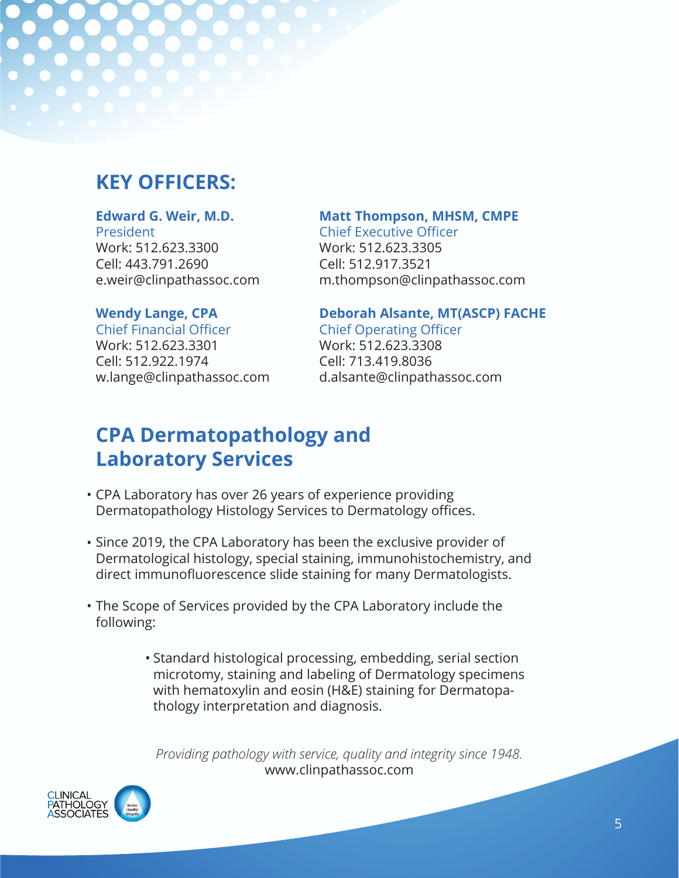## KEY OFFICERS:

**Edward G. Weir, M.D.**
President
Work: 512.623.3300
Cell: 443.791.2690
e.weir@clinpathassoc.com

**Wendy Lange, CPA**
Chief Financial Officer
Work: 512.623.3301
Cell: 512.922.1974
w.lange@clinpathassoc.com

**Matt Thompson, MHSM, CMPE**
Chief Executive Officer
Work: 512.623.3305
Cell: 512.917.3521
m.thompson@clinpathassoc.com

**Deborah Alsante, MT(ASCP) FACHE**
Chief Operating Officer
Work: 512.623.3308
Cell: 713.419.8036
d.alsante@clinpathassoc.com

## CPA Dermatopathology and Laboratory Services

- CPA Laboratory has over 26 years of experience providing Dermatopathology Histology Services to Dermatology offices.
- Since 2019, the CPA Laboratory has been the exclusive provider of Dermatological histology, special staining, immunohistochemistry, and direct immunofluorescence slide staining for many Dermatologists.
- The Scope of Services provided by the CPA Laboratory include the following:
    - Standard histological processing, embedding, serial section microtomy, staining and labeling of Dermatology specimens with hematoxylin and eosin (H&E) staining for Dermatopathology interpretation and diagnosis.

*Providing pathology with service, quality and integrity since 1948.*
www.clinpathassoc.com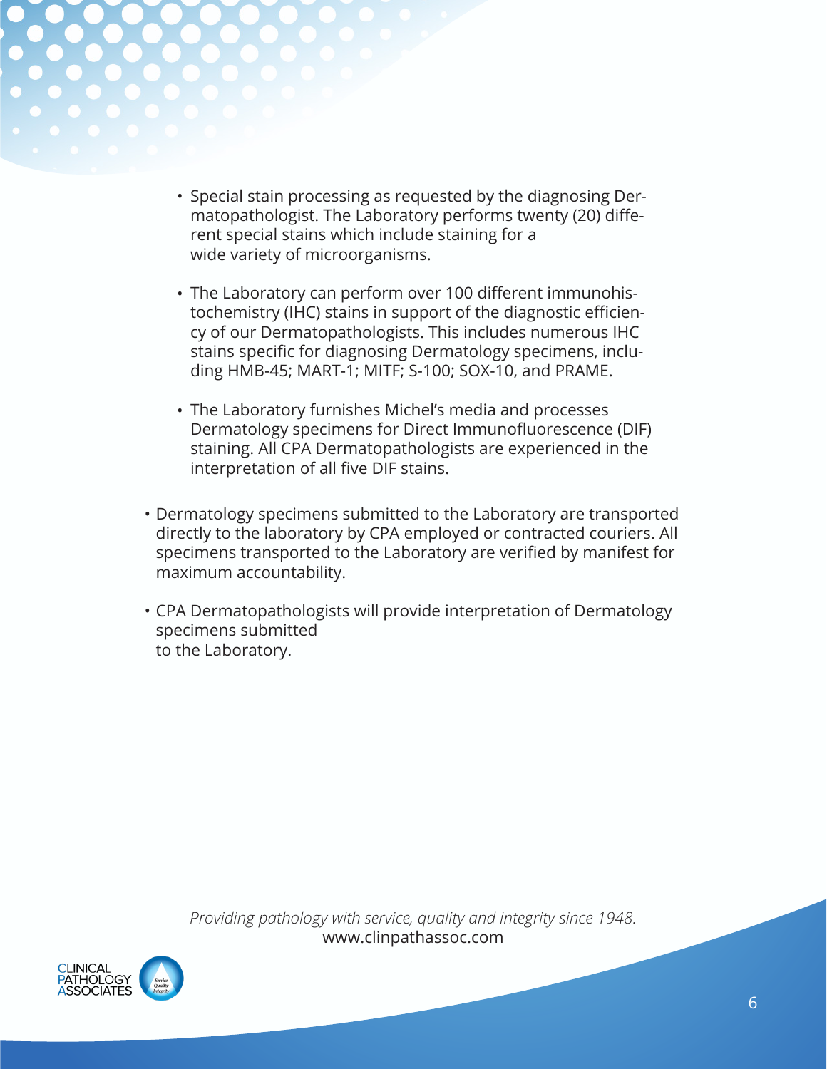- Special stain processing as requested by the diagnosing Dermatopathologist. The Laboratory performs twenty (20) different special stains which include staining for a wide variety of microorganisms.

  - The Laboratory can perform over 100 different immunohistochemistry (IHC) stains in support of the diagnostic efficiency of our Dermatopathologists. This includes numerous IHC stains specific for diagnosing Dermatology specimens, including HMB-45; MART-1; MITF; S-100; SOX-10, and PRAME.

  - The Laboratory furnishes Michel's media and processes Dermatology specimens for Direct Immunofluorescence (DIF) staining. All CPA Dermatopathologists are experienced in the interpretation of all five DIF stains.

- Dermatology specimens submitted to the Laboratory are transported directly to the laboratory by CPA employed or contracted couriers. All specimens transported to the Laboratory are verified by manifest for maximum accountability.

- CPA Dermatopathologists will provide interpretation of Dermatology specimens submitted to the Laboratory.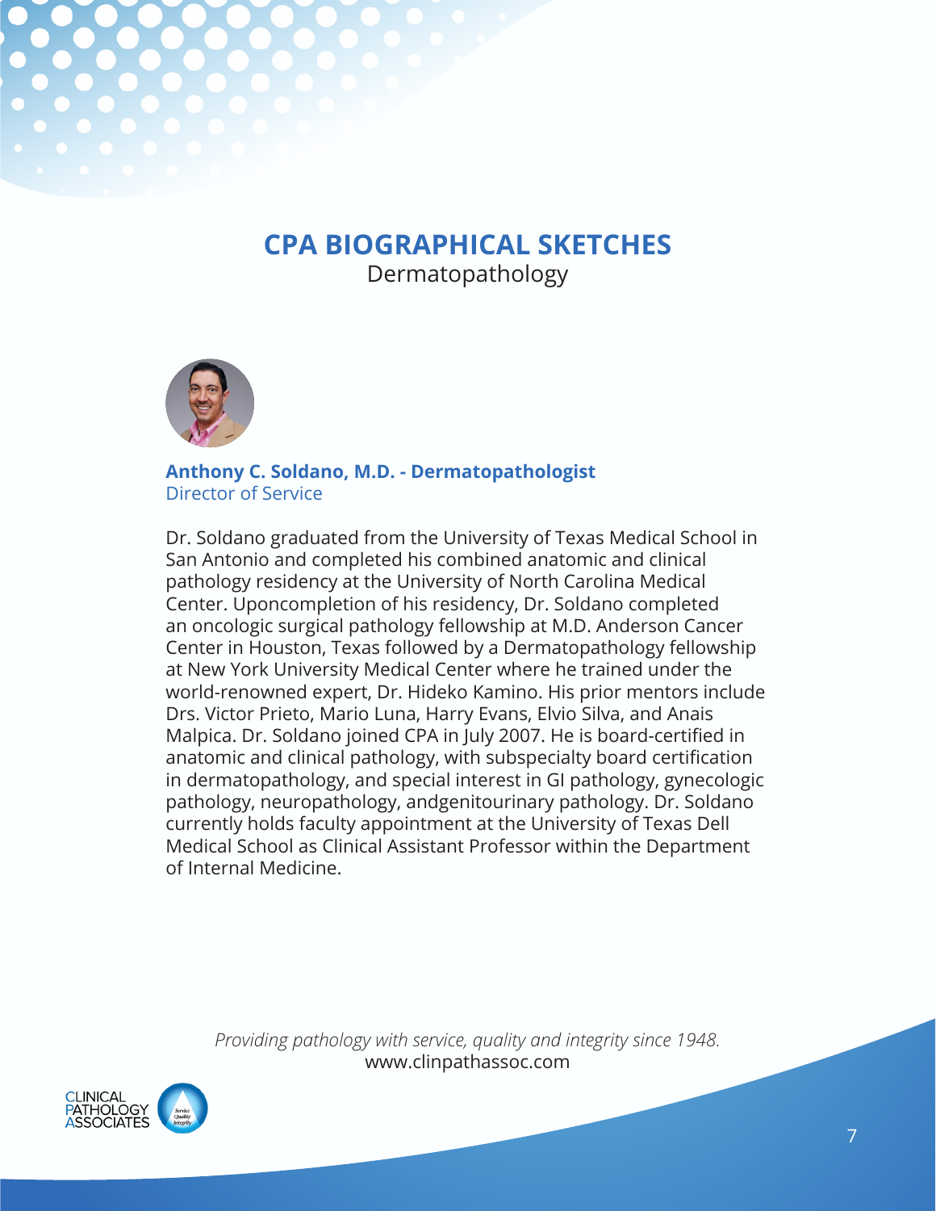# CPA BIOGRAPHICAL SKETCHES

Dermatopathology

**Anthony C. Soldano, M.D. - Dermatopathologist**
Director of Service

Dr. Soldano graduated from the University of Texas Medical School in San Antonio and completed his combined anatomic and clinical pathology residency at the University of North Carolina Medical Center. Uponcompletion of his residency, Dr. Soldano completed an oncologic surgical pathology fellowship at M.D. Anderson Cancer Center in Houston, Texas followed by a Dermatopathology fellowship at New York University Medical Center where he trained under the world-renowned expert, Dr. Hideko Kamino. His prior mentors include Drs. Victor Prieto, Mario Luna, Harry Evans, Elvio Silva, and Anais Malpica. Dr. Soldano joined CPA in July 2007. He is board-certified in anatomic and clinical pathology, with subspecialty board certification in dermatopathology, and special interest in GI pathology, gynecologic pathology, neuropathology, andgenitourinary pathology. Dr. Soldano currently holds faculty appointment at the University of Texas Dell Medical School as Clinical Assistant Professor within the Department of Internal Medicine.

*Providing pathology with service, quality and integrity since 1948.*
www.clinpathassoc.com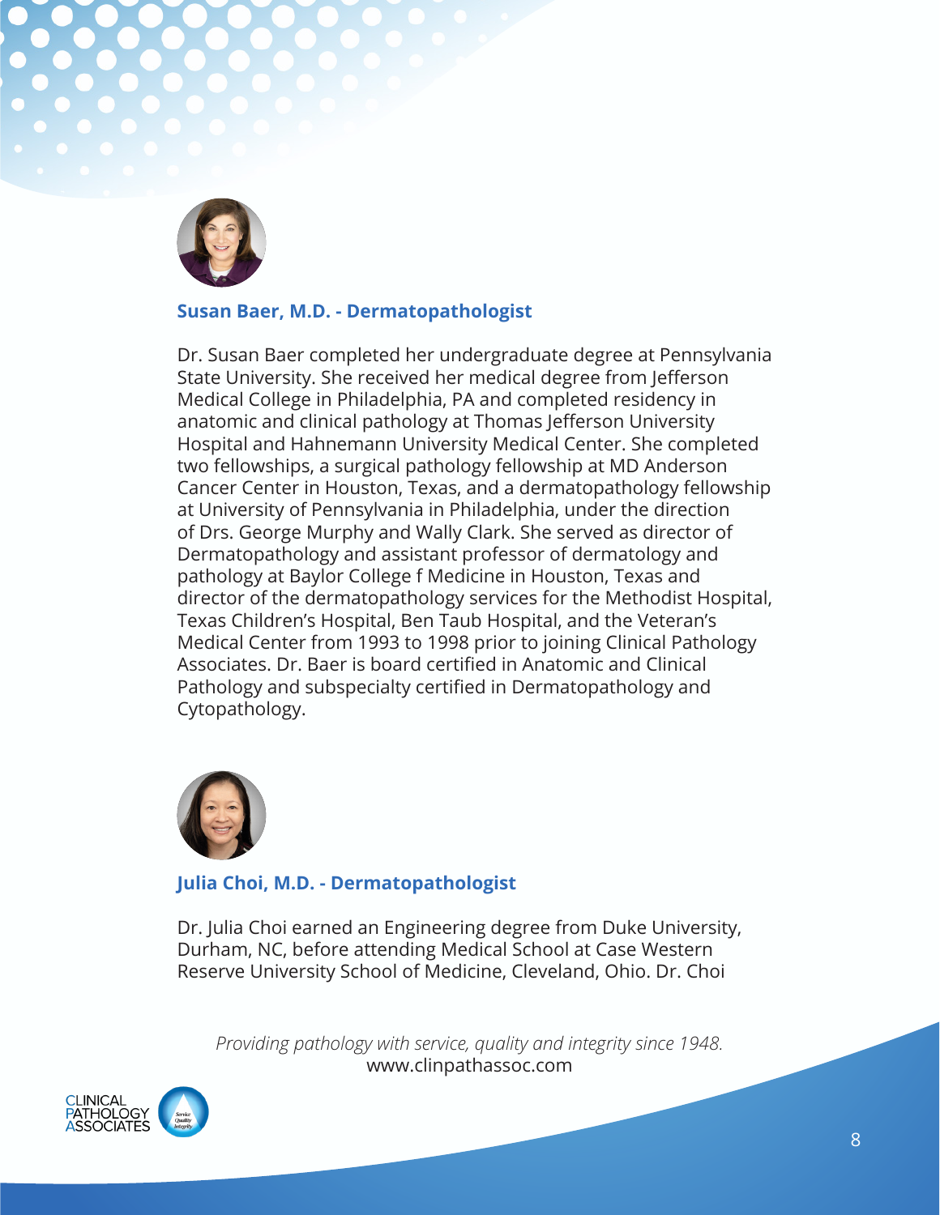### Susan Baer, M.D. - Dermatopathologist

Dr. Susan Baer completed her undergraduate degree at Pennsylvania State University. She received her medical degree from Jefferson Medical College in Philadelphia, PA and completed residency in anatomic and clinical pathology at Thomas Jefferson University Hospital and Hahnemann University Medical Center. She completed two fellowships, a surgical pathology fellowship at MD Anderson Cancer Center in Houston, Texas, and a dermatopathology fellowship at University of Pennsylvania in Philadelphia, under the direction of Drs. George Murphy and Wally Clark. She served as director of Dermatopathology and assistant professor of dermatology and pathology at Baylor College f Medicine in Houston, Texas and director of the dermatopathology services for the Methodist Hospital, Texas Children's Hospital, Ben Taub Hospital, and the Veteran's Medical Center from 1993 to 1998 prior to joining Clinical Pathology Associates. Dr. Baer is board certified in Anatomic and Clinical Pathology and subspecialty certified in Dermatopathology and Cytopathology.

### Julia Choi, M.D. - Dermatopathologist

Dr. Julia Choi earned an Engineering degree from Duke University, Durham, NC, before attending Medical School at Case Western Reserve University School of Medicine, Cleveland, Ohio. Dr. Choi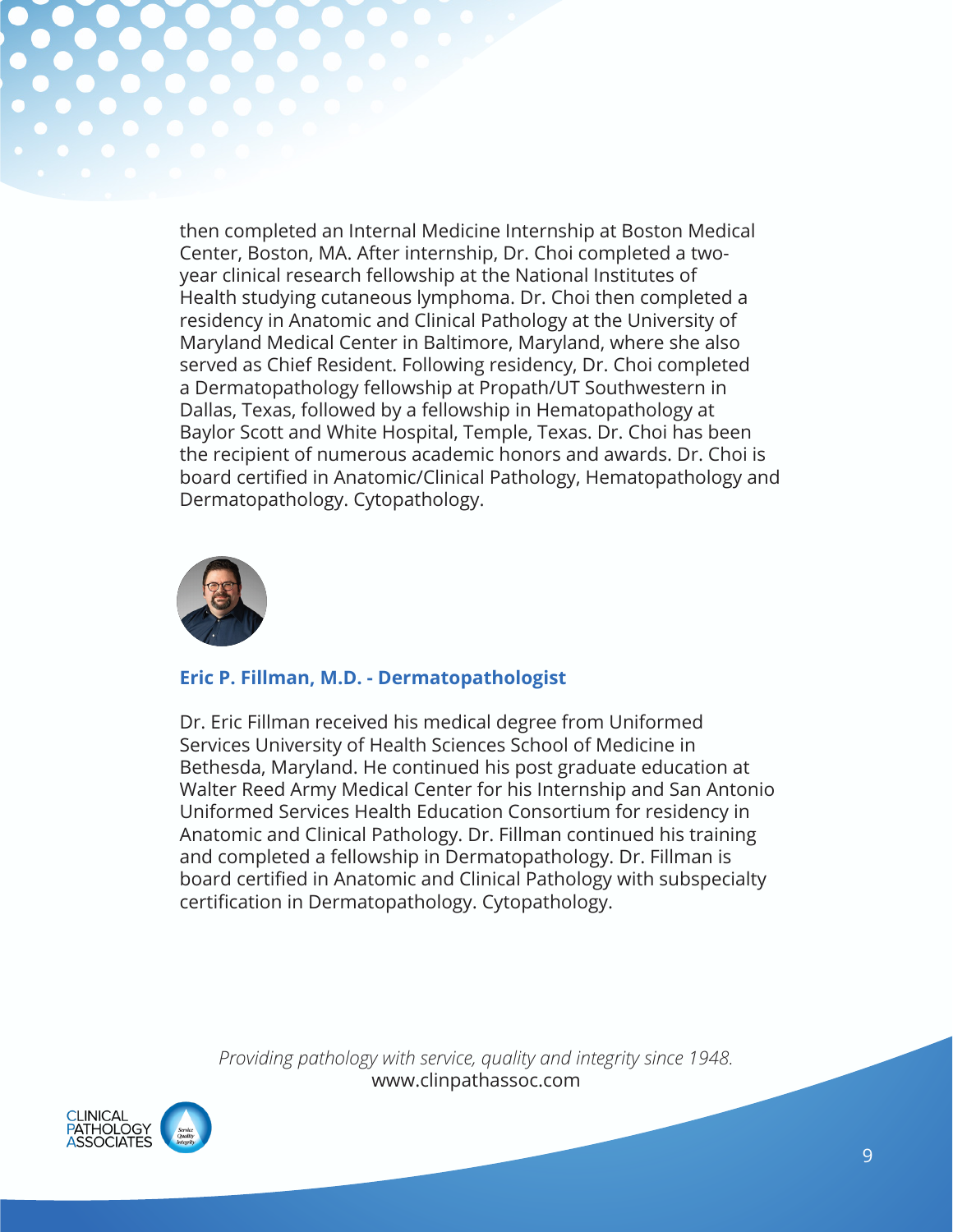then completed an Internal Medicine Internship at Boston Medical Center, Boston, MA. After internship, Dr. Choi completed a two-year clinical research fellowship at the National Institutes of Health studying cutaneous lymphoma. Dr. Choi then completed a residency in Anatomic and Clinical Pathology at the University of Maryland Medical Center in Baltimore, Maryland, where she also served as Chief Resident. Following residency, Dr. Choi completed a Dermatopathology fellowship at Propath/UT Southwestern in Dallas, Texas, followed by a fellowship in Hematopathology at Baylor Scott and White Hospital, Temple, Texas. Dr. Choi has been the recipient of numerous academic honors and awards. Dr. Choi is board certified in Anatomic/Clinical Pathology, Hematopathology and Dermatopathology. Cytopathology.

## Eric P. Fillman, M.D. - Dermatopathologist

Dr. Eric Fillman received his medical degree from Uniformed Services University of Health Sciences School of Medicine in Bethesda, Maryland. He continued his post graduate education at Walter Reed Army Medical Center for his Internship and San Antonio Uniformed Services Health Education Consortium for residency in Anatomic and Clinical Pathology. Dr. Fillman continued his training and completed a fellowship in Dermatopathology. Dr. Fillman is board certified in Anatomic and Clinical Pathology with subspecialty certification in Dermatopathology. Cytopathology.

*Providing pathology with service, quality and integrity since 1948.*
www.clinpathassoc.com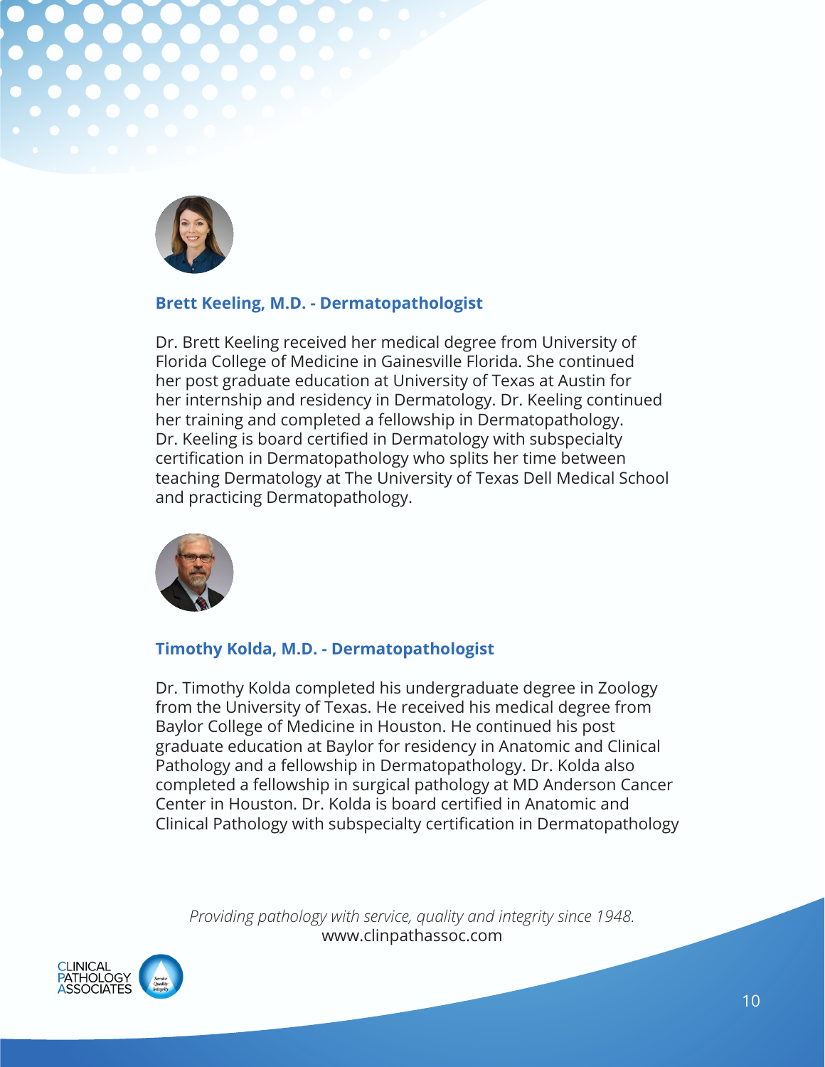**Brett Keeling, M.D. - Dermatopathologist**

Dr. Brett Keeling received her medical degree from University of Florida College of Medicine in Gainesville Florida. She continued her post graduate education at University of Texas at Austin for her internship and residency in Dermatology. Dr. Keeling continued her training and completed a fellowship in Dermatopathology. Dr. Keeling is board certified in Dermatology with subspecialty certification in Dermatopathology who splits her time between teaching Dermatology at The University of Texas Dell Medical School and practicing Dermatopathology.

**Timothy Kolda, M.D. - Dermatopathologist**

Dr. Timothy Kolda completed his undergraduate degree in Zoology from the University of Texas. He received his medical degree from Baylor College of Medicine in Houston. He continued his post graduate education at Baylor for residency in Anatomic and Clinical Pathology and a fellowship in Dermatopathology. Dr. Kolda also completed a fellowship in surgical pathology at MD Anderson Cancer Center in Houston. Dr. Kolda is board certified in Anatomic and Clinical Pathology with subspecialty certification in Dermatopathology

*Providing pathology with service, quality and integrity since 1948.*
www.clinpathassoc.com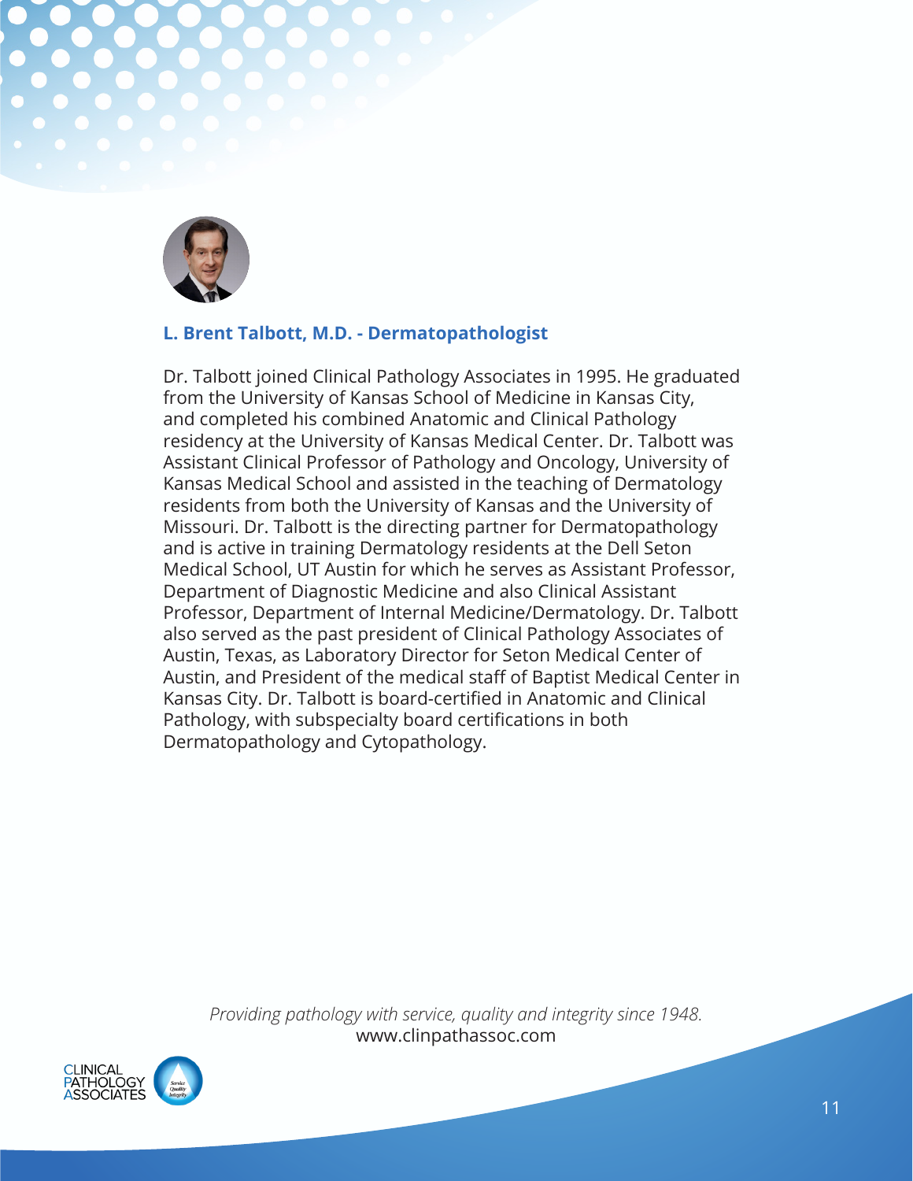### L. Brent Talbott, M.D. - Dermatopathologist

Dr. Talbott joined Clinical Pathology Associates in 1995. He graduated from the University of Kansas School of Medicine in Kansas City, and completed his combined Anatomic and Clinical Pathology residency at the University of Kansas Medical Center. Dr. Talbott was Assistant Clinical Professor of Pathology and Oncology, University of Kansas Medical School and assisted in the teaching of Dermatology residents from both the University of Kansas and the University of Missouri. Dr. Talbott is the directing partner for Dermatopathology and is active in training Dermatology residents at the Dell Seton Medical School, UT Austin for which he serves as Assistant Professor, Department of Diagnostic Medicine and also Clinical Assistant Professor, Department of Internal Medicine/Dermatology. Dr. Talbott also served as the past president of Clinical Pathology Associates of Austin, Texas, as Laboratory Director for Seton Medical Center of Austin, and President of the medical staff of Baptist Medical Center in Kansas City. Dr. Talbott is board-certified in Anatomic and Clinical Pathology, with subspecialty board certifications in both Dermatopathology and Cytopathology.

*Providing pathology with service, quality and integrity since 1948.*
www.clinpathassoc.com